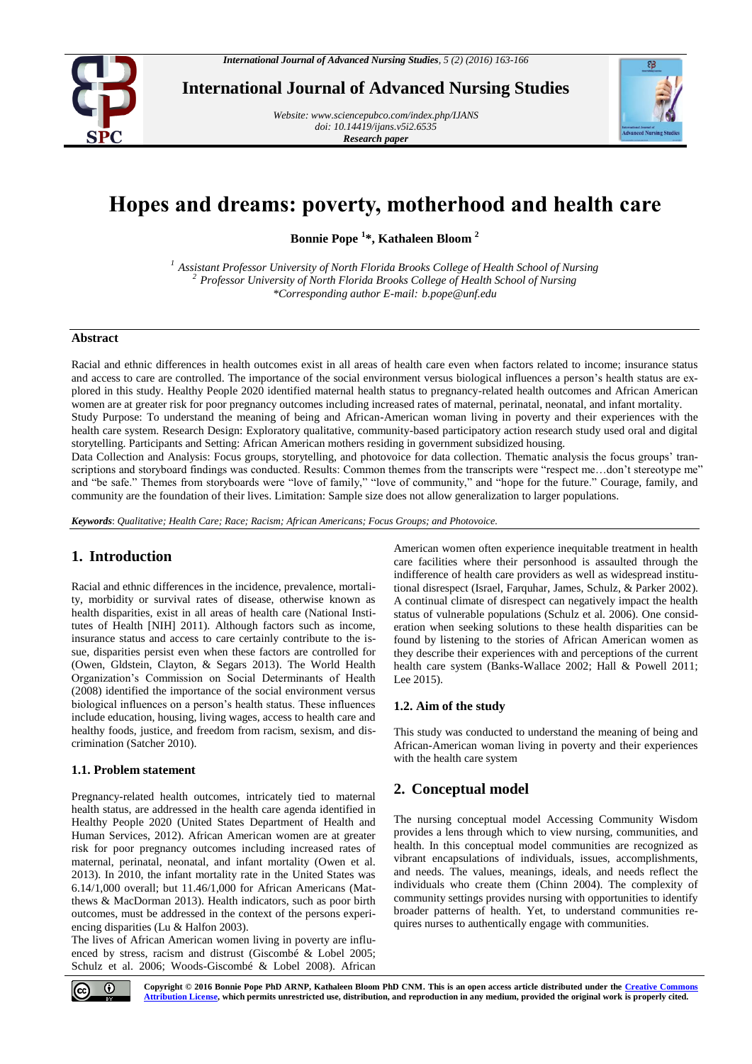# Hopes and dreams: poverty, motherhood and health care

**Bonnie Pope [1]*, Kathaleen Bloom [2]**

[1] *Assistant Professor University of North Florida Brooks College of Health School of Nursing*
[2] *Professor University of North Florida Brooks College of Health School of Nursing*
**Corresponding author E-mail: b.pope@unf.edu*

## Abstract

Racial and ethnic differences in health outcomes exist in all areas of health care even when factors related to income; insurance status and access to care are controlled. The importance of the social environment versus biological influences a person's health status are explored in this study. Healthy People 2020 identified maternal health status to pregnancy-related health outcomes and African American women are at greater risk for poor pregnancy outcomes including increased rates of maternal, perinatal, neonatal, and infant mortality.
Study Purpose: To understand the meaning of being and African-American woman living in poverty and their experiences with the health care system. Research Design: Exploratory qualitative, community-based participatory action research study used oral and digital storytelling. Participants and Setting: African American mothers residing in government subsidized housing.
Data Collection and Analysis: Focus groups, storytelling, and photovoice for data collection. Thematic analysis the focus groups' transcriptions and storyboard findings was conducted. Results: Common themes from the transcripts were "respect me…don't stereotype me" and "be safe." Themes from storyboards were "love of family," "love of community," and "hope for the future." Courage, family, and community are the foundation of their lives. Limitation: Sample size does not allow generalization to larger populations.

***Keywords**: Qualitative; Health Care; Race; Racism; African Americans; Focus Groups; and Photovoice.*

## 1. Introduction

Racial and ethnic differences in the incidence, prevalence, mortality, morbidity or survival rates of disease, otherwise known as health disparities, exist in all areas of health care (National Institutes of Health [NIH] 2011). Although factors such as income, insurance status and access to care certainly contribute to the issue, disparities persist even when these factors are controlled for (Owen, Gldstein, Clayton, & Segars 2013). The World Health Organization's Commission on Social Determinants of Health (2008) identified the importance of the social environment versus biological influences on a person's health status. These influences include education, housing, living wages, access to health care and healthy foods, justice, and freedom from racism, sexism, and discrimination (Satcher 2010).

### 1.1. Problem statement

Pregnancy-related health outcomes, intricately tied to maternal health status, are addressed in the health care agenda identified in Healthy People 2020 (United States Department of Health and Human Services, 2012). African American women are at greater risk for poor pregnancy outcomes including increased rates of maternal, perinatal, neonatal, and infant mortality (Owen et al. 2013). In 2010, the infant mortality rate in the United States was 6.14/1,000 overall; but 11.46/1,000 for African Americans (Matthews & MacDorman 2013). Health indicators, such as poor birth outcomes, must be addressed in the context of the persons experiencing disparities (Lu & Halfon 2003).
The lives of African American women living in poverty are influenced by stress, racism and distrust (Giscombé & Lobel 2005; Schulz et al. 2006; Woods-Giscombé & Lobel 2008). African American women often experience inequitable treatment in health care facilities where their personhood is assaulted through the indifference of health care providers as well as widespread institutional disrespect (Israel, Farquhar, James, Schulz, & Parker 2002). A continual climate of disrespect can negatively impact the health status of vulnerable populations (Schulz et al. 2006). One consideration when seeking solutions to these health disparities can be found by listening to the stories of African American women as they describe their experiences with and perceptions of the current health care system (Banks-Wallace 2002; Hall & Powell 2011; Lee 2015).

### 1.2. Aim of the study

This study was conducted to understand the meaning of being and African-American woman living in poverty and their experiences with the health care system

## 2. Conceptual model

The nursing conceptual model Accessing Community Wisdom provides a lens through which to view nursing, communities, and health. In this conceptual model communities are recognized as vibrant encapsulations of individuals, issues, accomplishments, and needs. The values, meanings, ideals, and needs reflect the individuals who create them (Chinn 2004). The complexity of community settings provides nursing with opportunities to identify broader patterns of health. Yet, to understand communities requires nurses to authentically engage with communities.

**Copyright © 2016 Bonnie Pope PhD ARNP, Kathaleen Bloom PhD CNM. This is an open access article distributed under the Creative Commons Attribution License, which permits unrestricted use, distribution, and reproduction in any medium, provided the original work is properly cited.**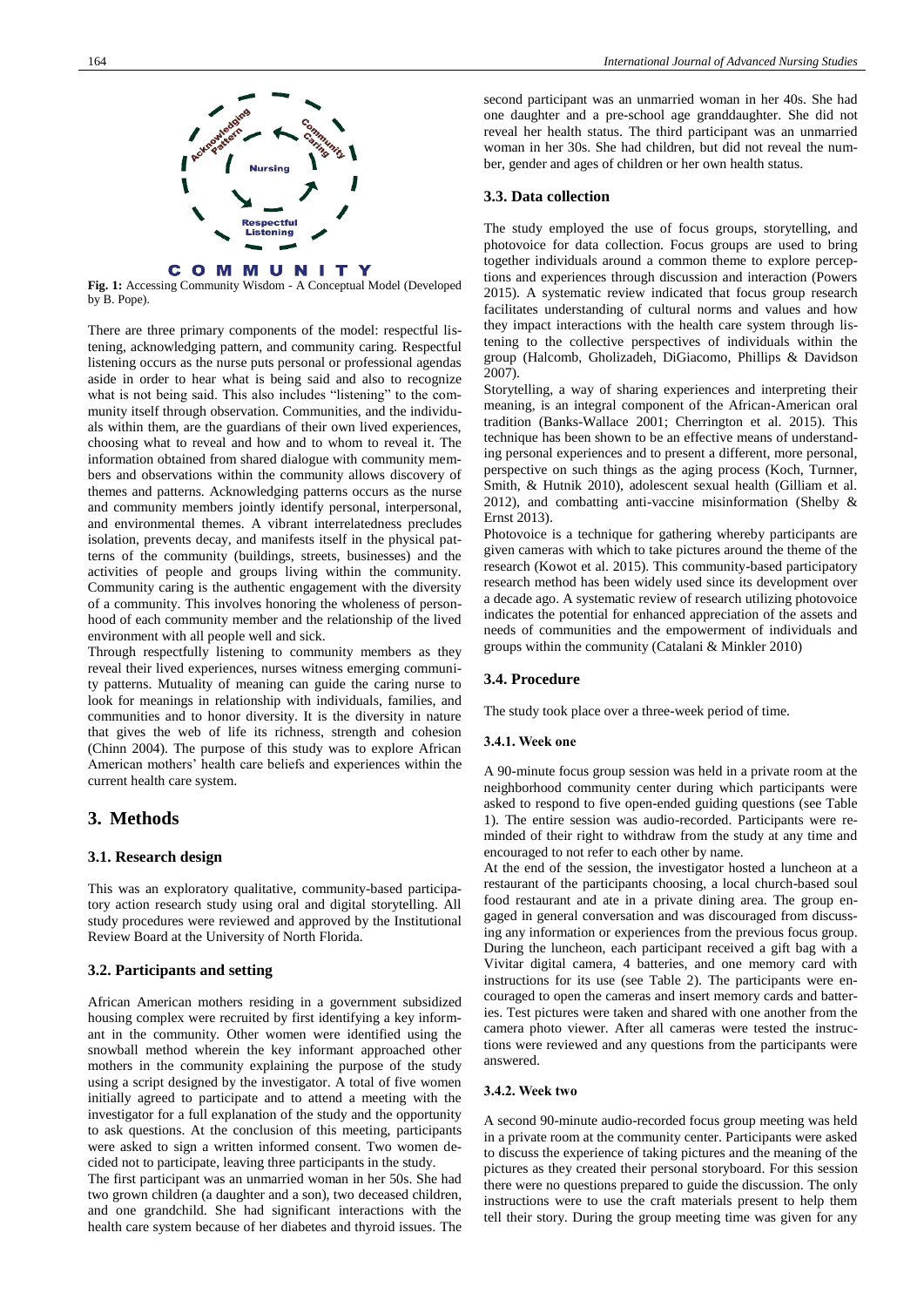Acknowledging Pattern

Community Caring

Nursing

Respectful Listening

COMMUNITY

**Fig. 1:** Accessing Community Wisdom - A Conceptual Model (Developed by B. Pope).

There are three primary components of the model: respectful listening, acknowledging pattern, and community caring. Respectful listening occurs as the nurse puts personal or professional agendas aside in order to hear what is being said and also to recognize what is not being said. This also includes "listening" to the community itself through observation. Communities, and the individuals within them, are the guardians of their own lived experiences, choosing what to reveal and how and to whom to reveal it. The information obtained from shared dialogue with community members and observations within the community allows discovery of themes and patterns. Acknowledging patterns occurs as the nurse and community members jointly identify personal, interpersonal, and environmental themes. A vibrant interrelatedness precludes isolation, prevents decay, and manifests itself in the physical patterns of the community (buildings, streets, businesses) and the activities of people and groups living within the community. Community caring is the authentic engagement with the diversity of a community. This involves honoring the wholeness of personhood of each community member and the relationship of the lived environment with all people well and sick.

Through respectfully listening to community members as they reveal their lived experiences, nurses witness emerging community patterns. Mutuality of meaning can guide the caring nurse to look for meanings in relationship with individuals, families, and communities and to honor diversity. It is the diversity in nature that gives the web of life its richness, strength and cohesion (Chinn 2004). The purpose of this study was to explore African American mothers' health care beliefs and experiences within the current health care system.

# 3. Methods

## 3.1. Research design

This was an exploratory qualitative, community-based participatory action research study using oral and digital storytelling. All study procedures were reviewed and approved by the Institutional Review Board at the University of North Florida.

## 3.2. Participants and setting

African American mothers residing in a government subsidized housing complex were recruited by first identifying a key informant in the community. Other women were identified using the snowball method wherein the key informant approached other mothers in the community explaining the purpose of the study using a script designed by the investigator. A total of five women initially agreed to participate and to attend a meeting with the investigator for a full explanation of the study and the opportunity to ask questions. At the conclusion of this meeting, participants were asked to sign a written informed consent. Two women decided not to participate, leaving three participants in the study.

The first participant was an unmarried woman in her 50s. She had two grown children (a daughter and a son), two deceased children, and one grandchild. She had significant interactions with the health care system because of her diabetes and thyroid issues. The second participant was an unmarried woman in her 40s. She had one daughter and a pre-school age granddaughter. She did not reveal her health status. The third participant was an unmarried woman in her 30s. She had children, but did not reveal the number, gender and ages of children or her own health status.

## 3.3. Data collection

The study employed the use of focus groups, storytelling, and photovoice for data collection. Focus groups are used to bring together individuals around a common theme to explore perceptions and experiences through discussion and interaction (Powers 2015). A systematic review indicated that focus group research facilitates understanding of cultural norms and values and how they impact interactions with the health care system through listening to the collective perspectives of individuals within the group (Halcomb, Gholizadeh, DiGiacomo, Phillips & Davidson 2007).

Storytelling, a way of sharing experiences and interpreting their meaning, is an integral component of the African-American oral tradition (Banks-Wallace 2001; Cherrington et al. 2015). This technique has been shown to be an effective means of understanding personal experiences and to present a different, more personal, perspective on such things as the aging process (Koch, Turnner, Smith, & Hutnik 2010), adolescent sexual health (Gilliam et al. 2012), and combatting anti-vaccine misinformation (Shelby & Ernst 2013).

Photovoice is a technique for gathering whereby participants are given cameras with which to take pictures around the theme of the research (Kowot et al. 2015). This community-based participatory research method has been widely used since its development over a decade ago. A systematic review of research utilizing photovoice indicates the potential for enhanced appreciation of the assets and needs of communities and the empowerment of individuals and groups within the community (Catalani & Minkler 2010)

## 3.4. Procedure

The study took place over a three-week period of time.

### 3.4.1. Week one

A 90-minute focus group session was held in a private room at the neighborhood community center during which participants were asked to respond to five open-ended guiding questions (see Table 1). The entire session was audio-recorded. Participants were reminded of their right to withdraw from the study at any time and encouraged to not refer to each other by name.

At the end of the session, the investigator hosted a luncheon at a restaurant of the participants choosing, a local church-based soul food restaurant and ate in a private dining area. The group engaged in general conversation and was discouraged from discussing any information or experiences from the previous focus group. During the luncheon, each participant received a gift bag with a Vivitar digital camera, 4 batteries, and one memory card with instructions for its use (see Table 2). The participants were encouraged to open the cameras and insert memory cards and batteries. Test pictures were taken and shared with one another from the camera photo viewer. After all cameras were tested the instructions were reviewed and any questions from the participants were answered.

### 3.4.2. Week two

A second 90-minute audio-recorded focus group meeting was held in a private room at the community center. Participants were asked to discuss the experience of taking pictures and the meaning of the pictures as they created their personal storyboard. For this session there were no questions prepared to guide the discussion. The only instructions were to use the craft materials present to help them tell their story. During the group meeting time was given for any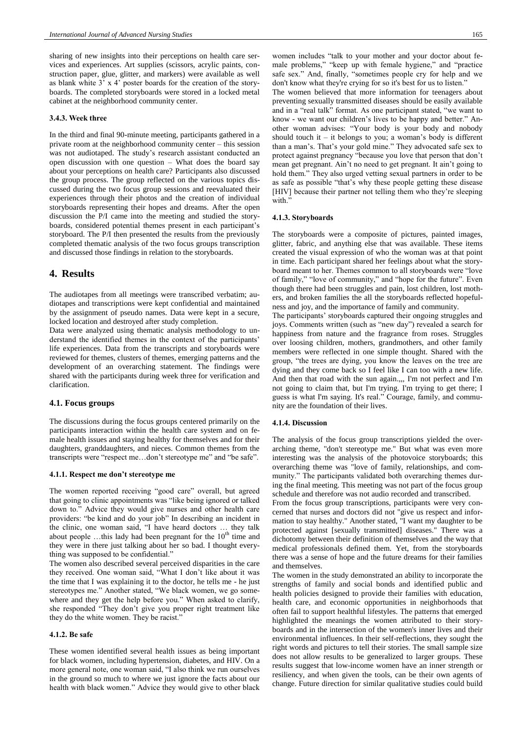sharing of new insights into their perceptions on health care services and experiences. Art supplies (scissors, acrylic paints, construction paper, glue, glitter, and markers) were available as well as blank white 3' x 4' poster boards for the creation of the storyboards. The completed storyboards were stored in a locked metal cabinet at the neighborhood community center.

#### 3.4.3. Week three

In the third and final 90-minute meeting, participants gathered in a private room at the neighborhood community center – this session was not audiotaped. The study's research assistant conducted an open discussion with one question – What does the board say about your perceptions on health care? Participants also discussed the group process. The group reflected on the various topics discussed during the two focus group sessions and reevaluated their experiences through their photos and the creation of individual storyboards representing their hopes and dreams. After the open discussion the P/I came into the meeting and studied the storyboards, considered potential themes present in each participant's storyboard. The P/I then presented the results from the previously completed thematic analysis of the two focus groups transcription and discussed those findings in relation to the storyboards.

## 4. Results

The audiotapes from all meetings were transcribed verbatim; audiotapes and transcriptions were kept confidential and maintained by the assignment of pseudo names. Data were kept in a secure, locked location and destroyed after study completion.

Data were analyzed using thematic analysis methodology to understand the identified themes in the context of the participants' life experiences. Data from the transcripts and storyboards were reviewed for themes, clusters of themes, emerging patterns and the development of an overarching statement. The findings were shared with the participants during week three for verification and clarification.

### 4.1. Focus groups

The discussions during the focus groups centered primarily on the participants interaction within the health care system and on female health issues and staying healthy for themselves and for their daughters, granddaughters, and nieces. Common themes from the transcripts were "respect me…don't stereotype me" and "be safe".

#### 4.1.1. Respect me don't stereotype me

The women reported receiving "good care" overall, but agreed that going to clinic appointments was "like being ignored or talked down to." Advice they would give nurses and other health care providers: "be kind and do your job" In describing an incident in the clinic, one woman said, "I have heard doctors … they talk about people …this lady had been pregnant for the 10th time and they were in there just talking about her so bad. I thought everything was supposed to be confidential."

The women also described several perceived disparities in the care they received. One woman said, "What I don't like about it was the time that I was explaining it to the doctor, he tells me - he just stereotypes me." Another stated, "We black women, we go somewhere and they get the help before you." When asked to clarify, she responded "They don't give you proper right treatment like they do the white women. They be racist."

#### 4.1.2. Be safe

These women identified several health issues as being important for black women, including hypertension, diabetes, and HIV. On a more general note, one woman said, "I also think we run ourselves in the ground so much to where we just ignore the facts about our health with black women." Advice they would give to other black women includes "talk to your mother and your doctor about female problems," "keep up with female hygiene," and "practice safe sex." And, finally, "sometimes people cry for help and we don't know what they're crying for so it's best for us to listen."

The women believed that more information for teenagers about preventing sexually transmitted diseases should be easily available and in a "real talk" format. As one participant stated, "we want to know - we want our children's lives to be happy and better." Another woman advises: "Your body is your body and nobody should touch it – it belongs to you; a woman's body is different than a man's. That's your gold mine." They advocated safe sex to protect against pregnancy "because you love that person that don't mean get pregnant. Ain't no need to get pregnant. It ain't going to hold them." They also urged vetting sexual partners in order to be as safe as possible "that's why these people getting these disease [HIV] because their partner not telling them who they're sleeping with."

#### 4.1.3. Storyboards

The storyboards were a composite of pictures, painted images, glitter, fabric, and anything else that was available. These items created the visual expression of who the woman was at that point in time. Each participant shared her feelings about what the storyboard meant to her. Themes common to all storyboards were "love of family," "love of community," and "hope for the future". Even though there had been struggles and pain, lost children, lost mothers, and broken families the all the storyboards reflected hopefulness and joy, and the importance of family and community.

The participants' storyboards captured their ongoing struggles and joys. Comments written (such as "new day") revealed a search for happiness from nature and the fragrance from roses. Struggles over loosing children, mothers, grandmothers, and other family members were reflected in one simple thought. Shared with the group, "the trees are dying, you know the leaves on the tree are dying and they come back so I feel like I can too with a new life. And then that road with the sun again.,,, I'm not perfect and I'm not going to claim that, but I'm trying. I'm trying to get there; I guess is what I'm saying. It's real." Courage, family, and community are the foundation of their lives.

#### 4.1.4. Discussion

The analysis of the focus group transcriptions yielded the overarching theme, "don't stereotype me." But what was even more interesting was the analysis of the photovoice storyboards; this overarching theme was "love of family, relationships, and community." The participants validated both overarching themes during the final meeting. This meeting was not part of the focus group schedule and therefore was not audio recorded and transcribed.

From the focus group transcriptions, participants were very concerned that nurses and doctors did not "give us respect and information to stay healthy." Another stated, "I want my daughter to be protected against [sexually transmitted] diseases." There was a dichotomy between their definition of themselves and the way that medical professionals defined them. Yet, from the storyboards there was a sense of hope and the future dreams for their families and themselves.

The women in the study demonstrated an ability to incorporate the strengths of family and social bonds and identified public and health policies designed to provide their families with education, health care, and economic opportunities in neighborhoods that often fail to support healthful lifestyles. The patterns that emerged highlighted the meanings the women attributed to their storyboards and in the intersection of the women's inner lives and their environmental influences. In their self-reflections, they sought the right words and pictures to tell their stories. The small sample size does not allow results to be generalized to larger groups. These results suggest that low-income women have an inner strength or resiliency, and when given the tools, can be their own agents of change. Future direction for similar qualitative studies could build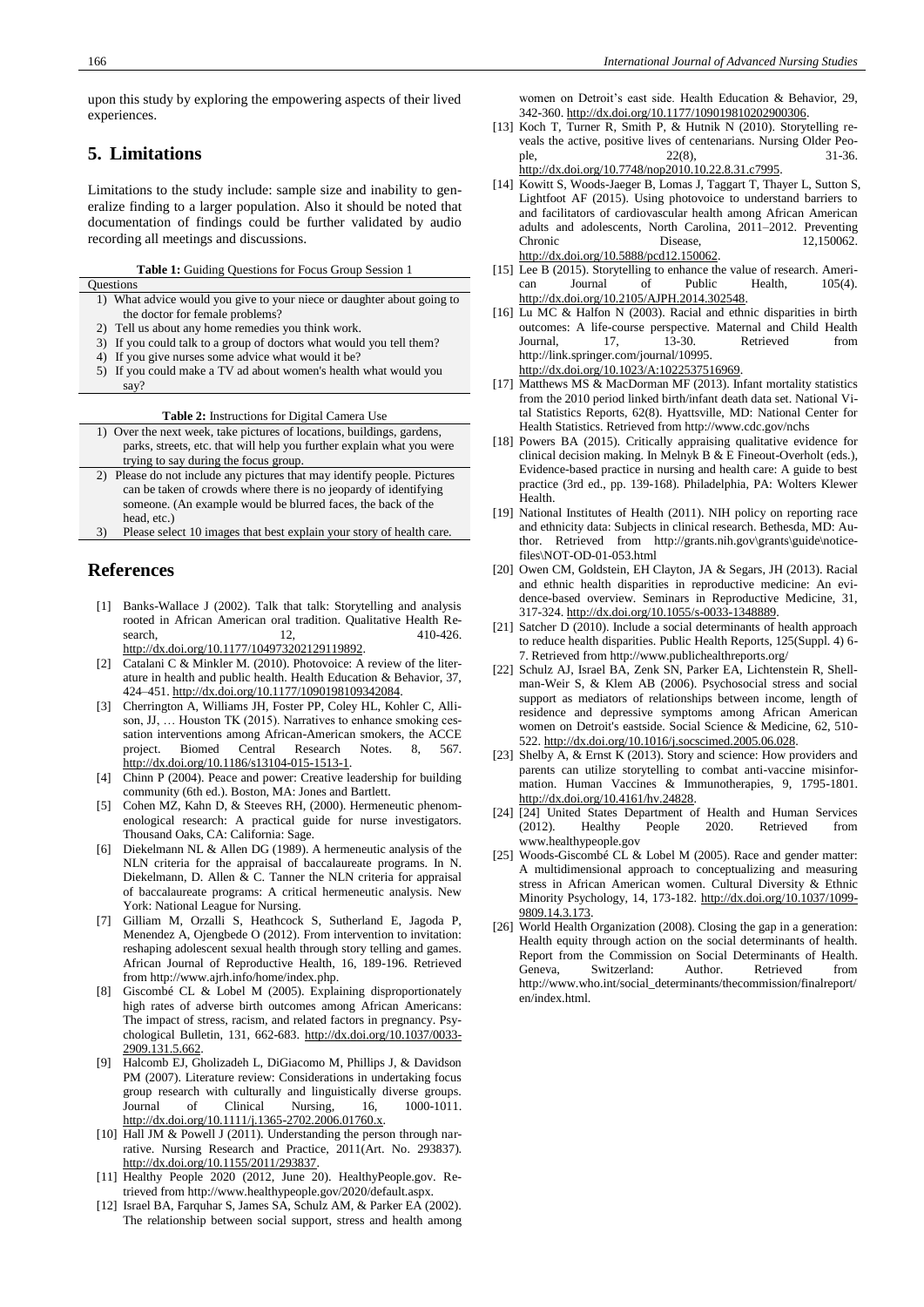upon this study by exploring the empowering aspects of their lived experiences.

## 5. Limitations

Limitations to the study include: sample size and inability to generalize finding to a larger population. Also it should be noted that documentation of findings could be further validated by audio recording all meetings and discussions.

**Table 1:** Guiding Questions for Focus Group Session 1

| Questions |
|---|
| 1) What advice would you give to your niece or daughter about going to the doctor for female problems? |
| 2) Tell us about any home remedies you think work. |
| 3) If you could talk to a group of doctors what would you tell them? |
| 4) If you give nurses some advice what would it be? |
| 5) If you could make a TV ad about women's health what would you say? |

**Table 2:** Instructions for Digital Camera Use

| |
|---|
| 1) Over the next week, take pictures of locations, buildings, gardens, parks, streets, etc. that will help you further explain what you were trying to say during the focus group. |
| 2) Please do not include any pictures that may identify people. Pictures can be taken of crowds where there is no jeopardy of identifying someone. (An example would be blurred faces, the back of the head, etc.) |
| 3) Please select 10 images that best explain your story of health care. |

## References

[1] Banks-Wallace J (2002). Talk that talk: Storytelling and analysis rooted in African American oral tradition. Qualitative Health Research, 12, 410-426. http://dx.doi.org/10.1177/104973202129119892.

[2] Catalani C & Minkler M. (2010). Photovoice: A review of the literature in health and public health. Health Education & Behavior, 37, 424–451. http://dx.doi.org/10.1177/1090198109342084.

[3] Cherrington A, Williams JH, Foster PP, Coley HL, Kohler C, Allison, JJ, … Houston TK (2015). Narratives to enhance smoking cessation interventions among African-American smokers, the ACCE project. Biomed Central Research Notes. 8, 567. http://dx.doi.org/10.1186/s13104-015-1513-1.

[4] Chinn P (2004). Peace and power: Creative leadership for building community (6th ed.). Boston, MA: Jones and Bartlett.

[5] Cohen MZ, Kahn D, & Steeves RH, (2000). Hermeneutic phenomenological research: A practical guide for nurse investigators. Thousand Oaks, CA: California: Sage.

[6] Diekelmann NL & Allen DG (1989). A hermeneutic analysis of the NLN criteria for the appraisal of baccalaureate programs. In N. Diekelmann, D. Allen & C. Tanner the NLN criteria for appraisal of baccalaureate programs: A critical hermeneutic analysis. New York: National League for Nursing.

[7] Gilliam M, Orzalli S, Heathcock S, Sutherland E, Jagoda P, Menendez A, Ojengbede O (2012). From intervention to invitation: reshaping adolescent sexual health through story telling and games. African Journal of Reproductive Health, 16, 189-196. Retrieved from http://www.ajrh.info/home/index.php.

[8] Giscombé CL & Lobel M (2005). Explaining disproportionately high rates of adverse birth outcomes among African Americans: The impact of stress, racism, and related factors in pregnancy. Psychological Bulletin, 131, 662-683. http://dx.doi.org/10.1037/0033-2909.131.5.662.

[9] Halcomb EJ, Gholizadeh L, DiGiacomo M, Phillips J, & Davidson PM (2007). Literature review: Considerations in undertaking focus group research with culturally and linguistically diverse groups. Journal of Clinical Nursing, 16, 1000-1011. http://dx.doi.org/10.1111/j.1365-2702.2006.01760.x.

[10] Hall JM & Powell J (2011). Understanding the person through narrative. Nursing Research and Practice, 2011(Art. No. 293837). http://dx.doi.org/10.1155/2011/293837.

[11] Healthy People 2020 (2012, June 20). HealthyPeople.gov. Retrieved from http://www.healthypeople.gov/2020/default.aspx.

[12] Israel BA, Farquhar S, James SA, Schulz AM, & Parker EA (2002). The relationship between social support, stress and health among women on Detroit's east side. Health Education & Behavior, 29, 342-360. http://dx.doi.org/10.1177/109019810202900306.

[13] Koch T, Turner R, Smith P, & Hutnik N (2010). Storytelling reveals the active, positive lives of centenarians. Nursing Older People, 22(8), 31-36. http://dx.doi.org/10.7748/nop2010.10.22.8.31.c7995.

[14] Kowitt S, Woods-Jaeger B, Lomas J, Taggart T, Thayer L, Sutton S, Lightfoot AF (2015). Using photovoice to understand barriers to and facilitators of cardiovascular health among African American adults and adolescents, North Carolina, 2011–2012. Preventing Chronic Disease, 12,150062. http://dx.doi.org/10.5888/pcd12.150062.

[15] Lee B (2015). Storytelling to enhance the value of research. American Journal of Public Health, 105(4). http://dx.doi.org/10.2105/AJPH.2014.302548.

[16] Lu MC & Halfon N (2003). Racial and ethnic disparities in birth outcomes: A life-course perspective. Maternal and Child Health Journal, 17, 13-30. Retrieved from http://link.springer.com/journal/10995. http://dx.doi.org/10.1023/A:1022537516969.

[17] Matthews MS & MacDorman MF (2013). Infant mortality statistics from the 2010 period linked birth/infant death data set. National Vital Statistics Reports, 62(8). Hyattsville, MD: National Center for Health Statistics. Retrieved from http://www.cdc.gov/nchs

[18] Powers BA (2015). Critically appraising qualitative evidence for clinical decision making. In Melnyk B & E Fineout-Overholt (eds.), Evidence-based practice in nursing and health care: A guide to best practice (3rd ed., pp. 139-168). Philadelphia, PA: Wolters Klewer Health.

[19] National Institutes of Health (2011). NIH policy on reporting race and ethnicity data: Subjects in clinical research. Bethesda, MD: Author. Retrieved from http://grants.nih.gov\grants\guide\notice-files\NOT-OD-01-053.html

[20] Owen CM, Goldstein, EH Clayton, JA & Segars, JH (2013). Racial and ethnic health disparities in reproductive medicine: An evidence-based overview. Seminars in Reproductive Medicine, 31, 317-324. http://dx.doi.org/10.1055/s-0033-1348889.

[21] Satcher D (2010). Include a social determinants of health approach to reduce health disparities. Public Health Reports, 125(Suppl. 4) 6-7. Retrieved from http://www.publichealthreports.org/

[22] Schulz AJ, Israel BA, Zenk SN, Parker EA, Lichtenstein R, Shellman-Weir S, & Klem AB (2006). Psychosocial stress and social support as mediators of relationships between income, length of residence and depressive symptoms among African American women on Detroit's eastside. Social Science & Medicine, 62, 510-522. http://dx.doi.org/10.1016/j.socscimed.2005.06.028.

[23] Shelby A, & Ernst K (2013). Story and science: How providers and parents can utilize storytelling to combat anti-vaccine misinformation. Human Vaccines & Immunotherapies, 9, 1795-1801. http://dx.doi.org/10.4161/hv.24828.

[24] [24] United States Department of Health and Human Services (2012). Healthy People 2020. Retrieved from www.healthypeople.gov

[25] Woods-Giscombé CL & Lobel M (2005). Race and gender matter: A multidimensional approach to conceptualizing and measuring stress in African American women. Cultural Diversity & Ethnic Minority Psychology, 14, 173-182. http://dx.doi.org/10.1037/1099-9809.14.3.173.

[26] World Health Organization (2008). Closing the gap in a generation: Health equity through action on the social determinants of health. Report from the Commission on Social Determinants of Health. Geneva, Switzerland: Author. Retrieved from http://www.who.int/social_determinants/thecommission/finalreport/en/index.html.